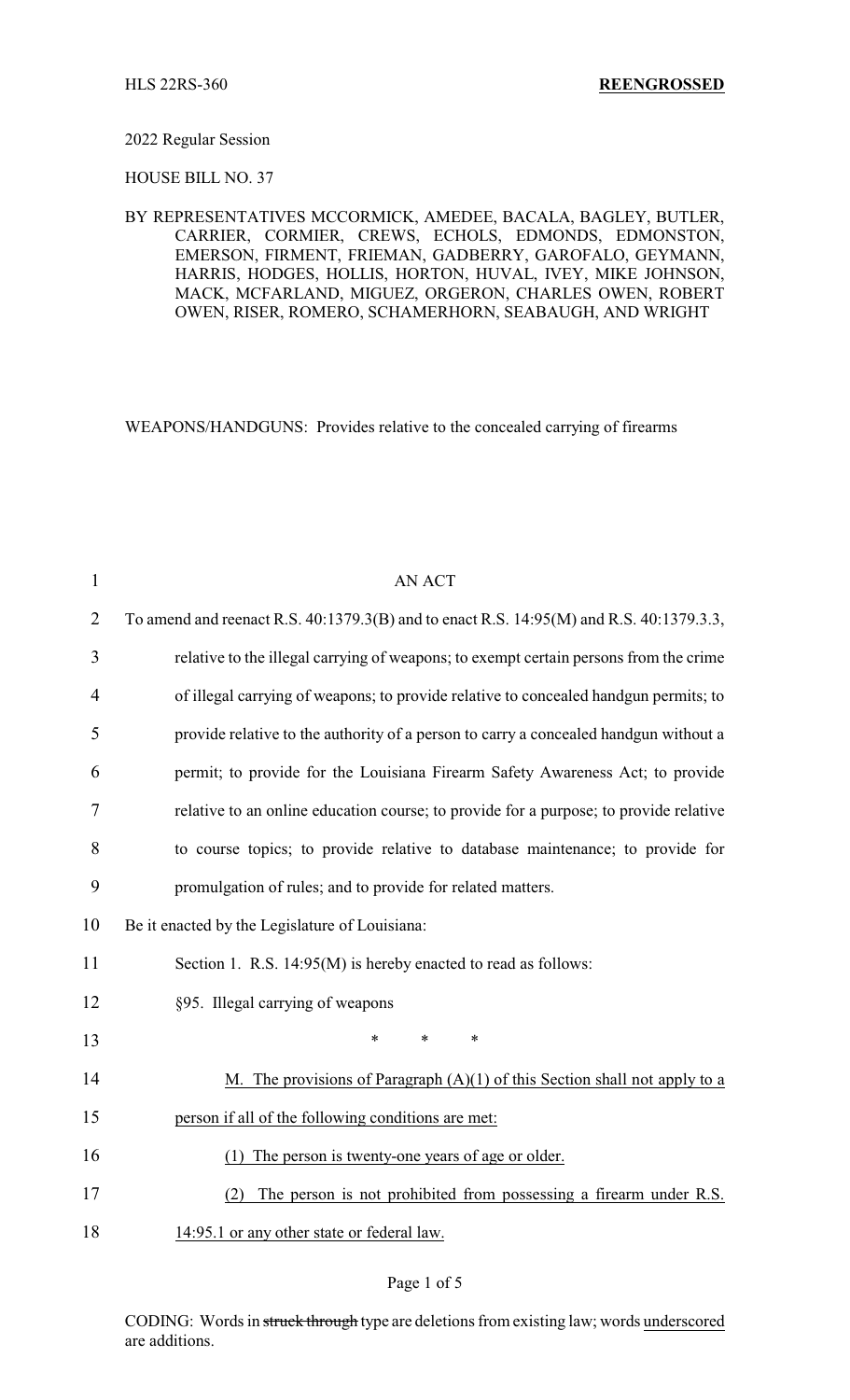HLS 22RS-360 **REENGROSSED**

2022 Regular Session

HOUSE BILL NO. 37

BY REPRESENTATIVES MCCORMICK, AMEDEE, BACALA, BAGLEY, BUTLER, CARRIER, CORMIER, CREWS, ECHOLS, EDMONDS, EDMONSTON, EMERSON, FIRMENT, FRIEMAN, GADBERRY, GAROFALO, GEYMANN, HARRIS, HODGES, HOLLIS, HORTON, HUVAL, IVEY, MIKE JOHNSON, MACK, MCFARLAND, MIGUEZ, ORGERON, CHARLES OWEN, ROBERT OWEN, RISER, ROMERO, SCHAMERHORN, SEABAUGH, AND WRIGHT

WEAPONS/HANDGUNS: Provides relative to the concealed carrying of firearms

AN ACT

To amend and reenact R.S. 40:1379.3(B) and to enact R.S. 14:95(M) and R.S. 40:1379.3.3, relative to the illegal carrying of weapons; to exempt certain persons from the crime of illegal carrying of weapons; to provide relative to concealed handgun permits; to provide relative to the authority of a person to carry a concealed handgun without a permit; to provide for the Louisiana Firearm Safety Awareness Act; to provide relative to an online education course; to provide for a purpose; to provide relative to course topics; to provide relative to database maintenance; to provide for promulgation of rules; and to provide for related matters.

Be it enacted by the Legislature of Louisiana:

Section 1. R.S. 14:95(M) is hereby enacted to read as follows:

§95. Illegal carrying of weapons

\* \* \*

<u>M. The provisions of Paragraph (A)(1) of this Section shall not apply to a person if all of the following conditions are met:</u>

<u>(1) The person is twenty-one years of age or older.</u>

<u>(2) The person is not prohibited from possessing a firearm under R.S. 14:95.1 or any other state or federal law.</u>

CODING: Words in ~~struck through~~ type are deletions from existing law; words <u>underscored</u> are additions.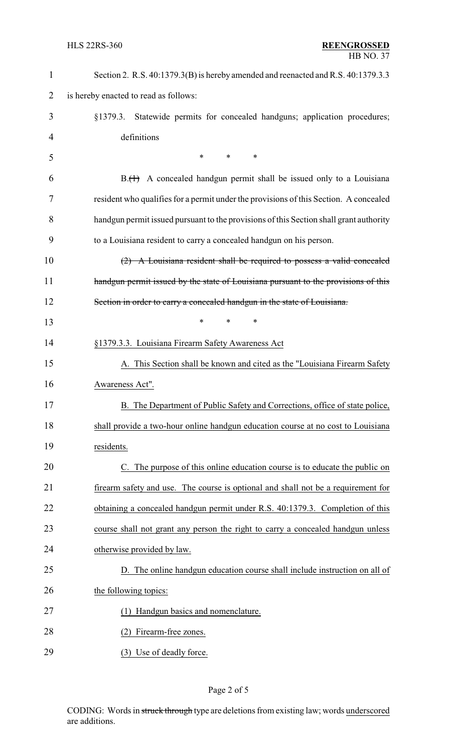Section 2. R.S. 40:1379.3(B) is hereby amended and reenacted and R.S. 40:1379.3.3 is hereby enacted to read as follows:

§1379.3. Statewide permits for concealed handguns; application procedures; definitions

\* \* \*

B.~~(1)~~ A concealed handgun permit shall be issued only to a Louisiana resident who qualifies for a permit under the provisions of this Section. A concealed handgun permit issued pursuant to the provisions of this Section shall grant authority to a Louisiana resident to carry a concealed handgun on his person.

~~(2) A Louisiana resident shall be required to possess a valid concealed handgun permit issued by the state of Louisiana pursuant to the provisions of this Section in order to carry a concealed handgun in the state of Louisiana.~~

\* \* \*

<u>§1379.3.3. Louisiana Firearm Safety Awareness Act</u>

<u>A. This Section shall be known and cited as the "Louisiana Firearm Safety Awareness Act".</u>

<u>B. The Department of Public Safety and Corrections, office of state police, shall provide a two-hour online handgun education course at no cost to Louisiana residents.</u>

<u>C. The purpose of this online education course is to educate the public on firearm safety and use. The course is optional and shall not be a requirement for obtaining a concealed handgun permit under R.S. 40:1379.3. Completion of this course shall not grant any person the right to carry a concealed handgun unless otherwise provided by law.</u>

<u>D. The online handgun education course shall include instruction on all of the following topics:</u>

<u>(1) Handgun basics and nomenclature.</u>

<u>(2) Firearm-free zones.</u>

<u>(3) Use of deadly force.</u>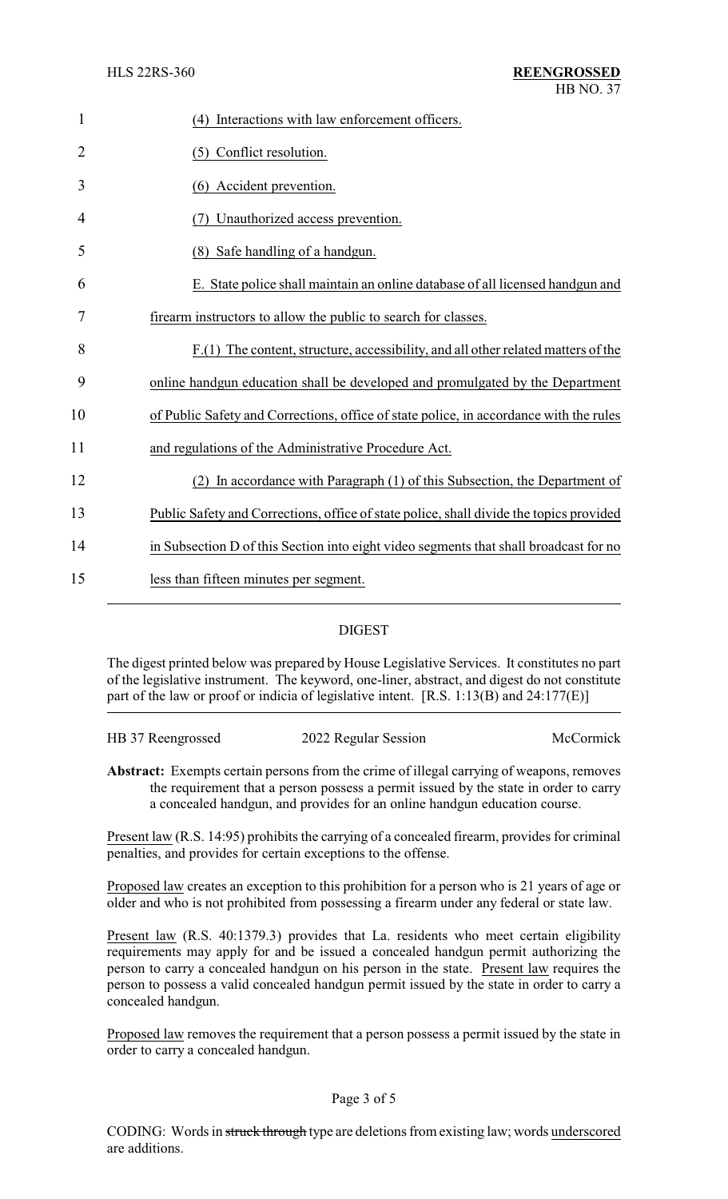(4) Interactions with law enforcement officers.

(5) Conflict resolution.

(6) Accident prevention.

(7) Unauthorized access prevention.

(8) Safe handling of a handgun.

E. State police shall maintain an online database of all licensed handgun and firearm instructors to allow the public to search for classes.

F.(1) The content, structure, accessibility, and all other related matters of the online handgun education shall be developed and promulgated by the Department of Public Safety and Corrections, office of state police, in accordance with the rules and regulations of the Administrative Procedure Act.

(2) In accordance with Paragraph (1) of this Subsection, the Department of Public Safety and Corrections, office of state police, shall divide the topics provided in Subsection D of this Section into eight video segments that shall broadcast for no less than fifteen minutes per segment.

---

## DIGEST

The digest printed below was prepared by House Legislative Services. It constitutes no part of the legislative instrument. The keyword, one-liner, abstract, and digest do not constitute part of the law or proof or indicia of legislative intent. [R.S. 1:13(B) and 24:177(E)]

HB 37 Reengrossed | 2022 Regular Session | McCormick

**Abstract:** Exempts certain persons from the crime of illegal carrying of weapons, removes the requirement that a person possess a permit issued by the state in order to carry a concealed handgun, and provides for an online handgun education course.

Present law (R.S. 14:95) prohibits the carrying of a concealed firearm, provides for criminal penalties, and provides for certain exceptions to the offense.

Proposed law creates an exception to this prohibition for a person who is 21 years of age or older and who is not prohibited from possessing a firearm under any federal or state law.

Present law (R.S. 40:1379.3) provides that La. residents who meet certain eligibility requirements may apply for and be issued a concealed handgun permit authorizing the person to carry a concealed handgun on his person in the state. Present law requires the person to possess a valid concealed handgun permit issued by the state in order to carry a concealed handgun.

Proposed law removes the requirement that a person possess a permit issued by the state in order to carry a concealed handgun.

CODING: Words in ~~struck through~~ type are deletions from existing law; words underscored are additions.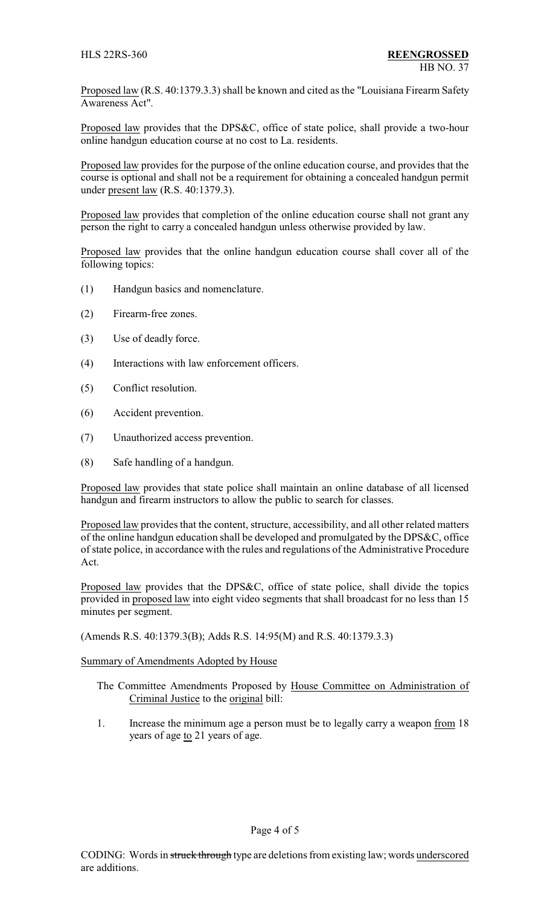Proposed law (R.S. 40:1379.3.3) shall be known and cited as the "Louisiana Firearm Safety Awareness Act".

Proposed law provides that the DPS&C, office of state police, shall provide a two-hour online handgun education course at no cost to La. residents.

Proposed law provides for the purpose of the online education course, and provides that the course is optional and shall not be a requirement for obtaining a concealed handgun permit under present law (R.S. 40:1379.3).

Proposed law provides that completion of the online education course shall not grant any person the right to carry a concealed handgun unless otherwise provided by law.

Proposed law provides that the online handgun education course shall cover all of the following topics:

(1) Handgun basics and nomenclature.

(2) Firearm-free zones.

(3) Use of deadly force.

(4) Interactions with law enforcement officers.

(5) Conflict resolution.

(6) Accident prevention.

(7) Unauthorized access prevention.

(8) Safe handling of a handgun.

Proposed law provides that state police shall maintain an online database of all licensed handgun and firearm instructors to allow the public to search for classes.

Proposed law provides that the content, structure, accessibility, and all other related matters of the online handgun education shall be developed and promulgated by the DPS&C, office of state police, in accordance with the rules and regulations of the Administrative Procedure Act.

Proposed law provides that the DPS&C, office of state police, shall divide the topics provided in proposed law into eight video segments that shall broadcast for no less than 15 minutes per segment.

(Amends R.S. 40:1379.3(B); Adds R.S. 14:95(M) and R.S. 40:1379.3.3)

Summary of Amendments Adopted by House

The Committee Amendments Proposed by House Committee on Administration of Criminal Justice to the original bill:

1. Increase the minimum age a person must be to legally carry a weapon from 18 years of age to 21 years of age.

CODING: Words in ~~struck through~~ type are deletions from existing law; words underscored are additions.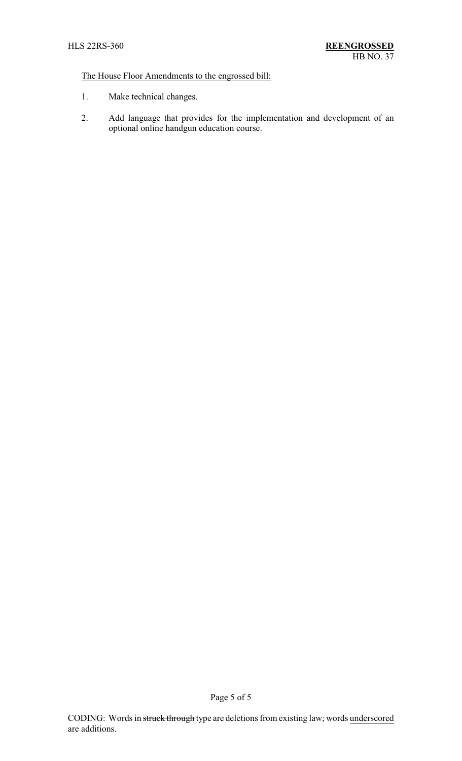<u>The House Floor Amendments to the engrossed bill:</u>

1. Make technical changes.

2. Add language that provides for the implementation and development of an optional online handgun education course.

CODING: Words in ~~struck through~~ type are deletions from existing law; words <u>underscored</u> are additions.